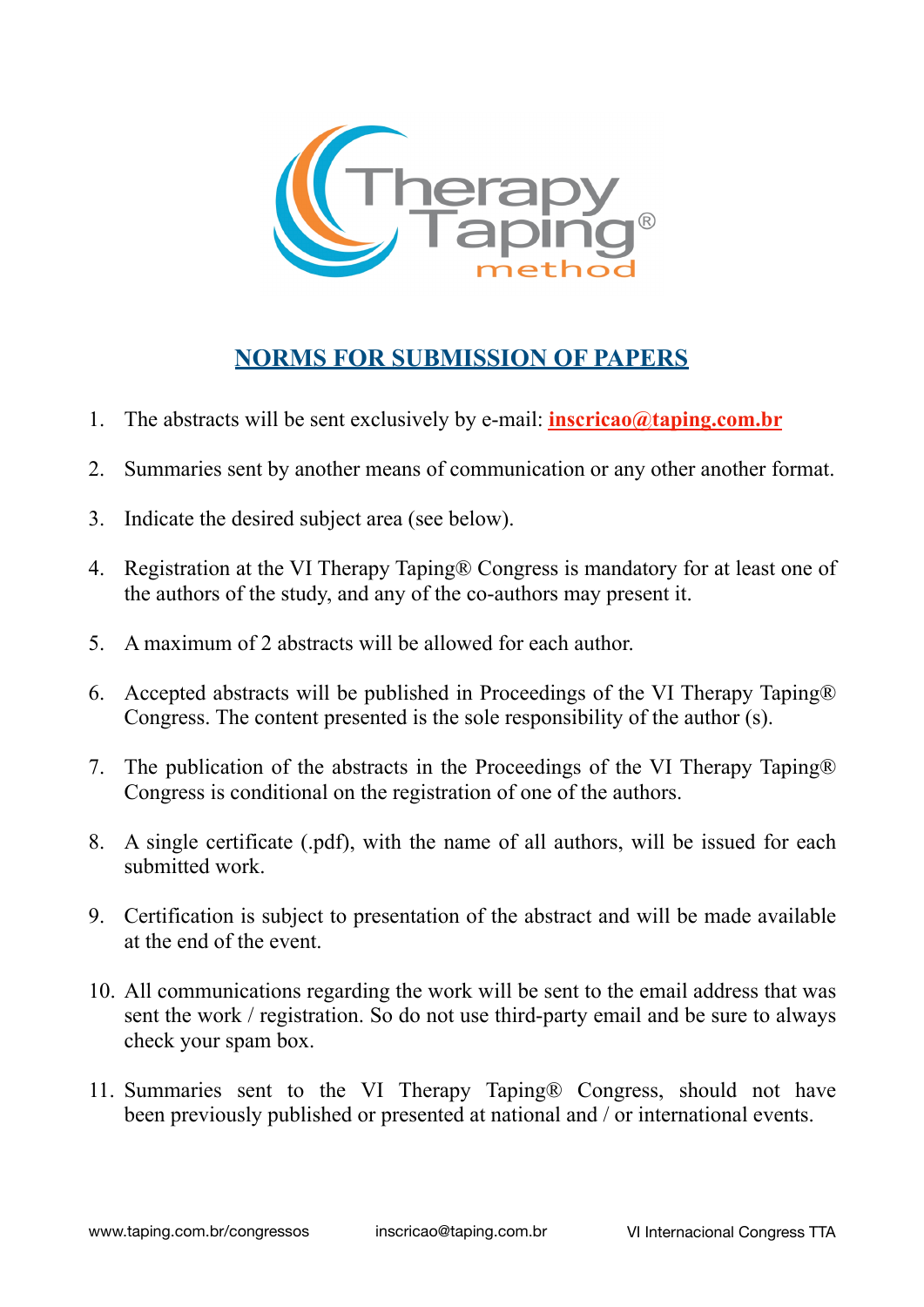Therapy Taping® method

## NORMS FOR SUBMISSION OF PAPERS

1. The abstracts will be sent exclusively by e-mail: **inscricao@taping.com.br**
2. Summaries sent by another means of communication or any other another format.
3. Indicate the desired subject area (see below).
4. Registration at the VI Therapy Taping® Congress is mandatory for at least one of the authors of the study, and any of the co-authors may present it.
5. A maximum of 2 abstracts will be allowed for each author.
6. Accepted abstracts will be published in Proceedings of the VI Therapy Taping® Congress. The content presented is the sole responsibility of the author (s).
7. The publication of the abstracts in the Proceedings of the VI Therapy Taping® Congress is conditional on the registration of one of the authors.
8. A single certificate (.pdf), with the name of all authors, will be issued for each submitted work.
9. Certification is subject to presentation of the abstract and will be made available at the end of the event.
10. All communications regarding the work will be sent to the email address that was sent the work / registration. So do not use third-party email and be sure to always check your spam box.
11. Summaries sent to the VI Therapy Taping® Congress, should not have been previously published or presented at national and / or international events.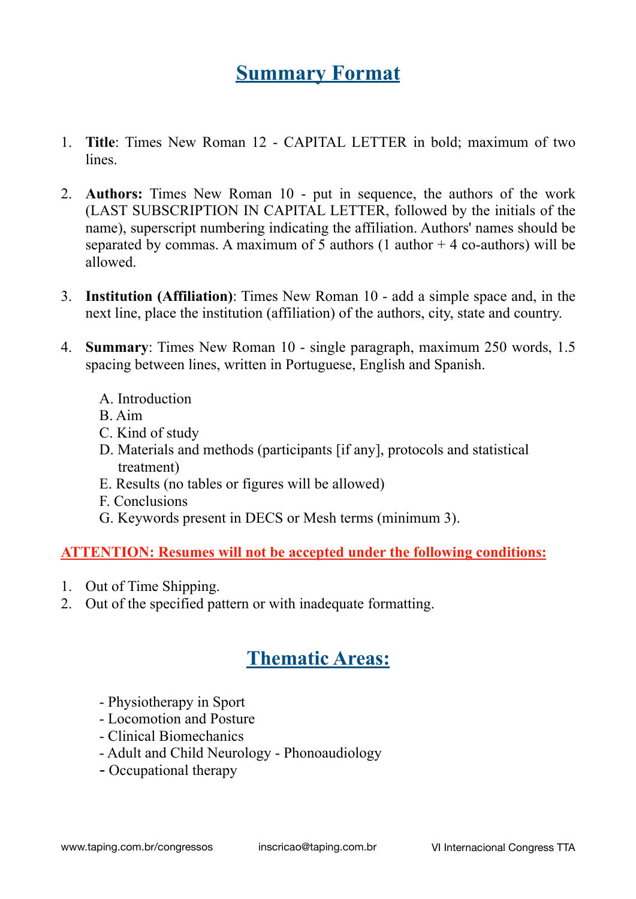## Summary Format

1. **Title**: Times New Roman 12 - CAPITAL LETTER in bold; maximum of two lines.

2. **Authors:** Times New Roman 10 - put in sequence, the authors of the work (LAST SUBSCRIPTION IN CAPITAL LETTER, followed by the initials of the name), superscript numbering indicating the affiliation. Authors' names should be separated by commas. A maximum of 5 authors (1 author + 4 co-authors) will be allowed.

3. **Institution (Affiliation)**: Times New Roman 10 - add a simple space and, in the next line, place the institution (affiliation) of the authors, city, state and country.

4. **Summary**: Times New Roman 10 - single paragraph, maximum 250 words, 1.5 spacing between lines, written in Portuguese, English and Spanish.

   A. Introduction
   B. Aim
   C. Kind of study
   D. Materials and methods (participants [if any], protocols and statistical treatment)
   E. Results (no tables or figures will be allowed)
   F. Conclusions
   G. Keywords present in DECS or Mesh terms (minimum 3).

**ATTENTION: Resumes will not be accepted under the following conditions:**

1. Out of Time Shipping.
2. Out of the specified pattern or with inadequate formatting.

## Thematic Areas:

- Physiotherapy in Sport
- Locomotion and Posture
- Clinical Biomechanics
- Adult and Child Neurology - Phonoaudiology
- Occupational therapy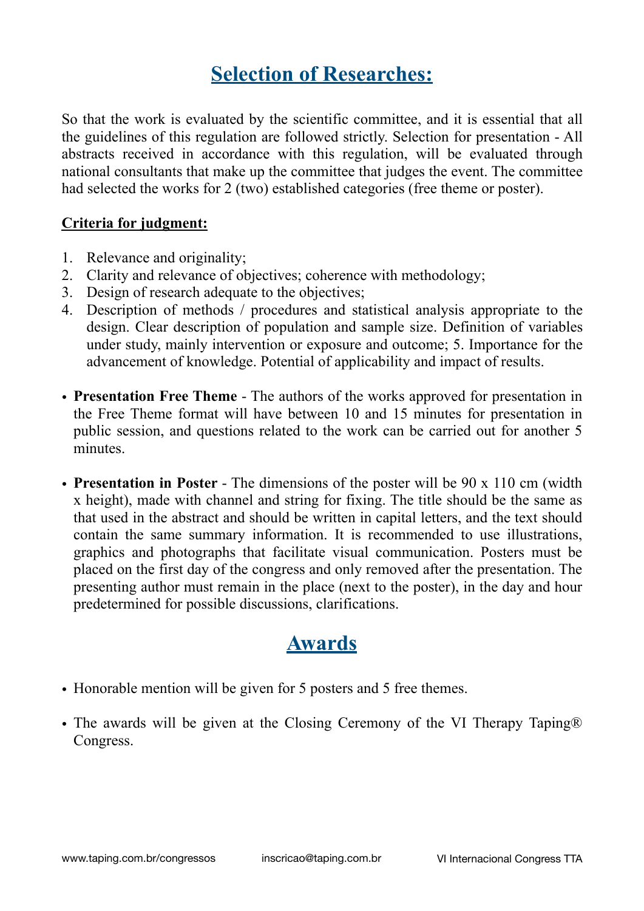# Selection of Researches:

So that the work is evaluated by the scientific committee, and it is essential that all the guidelines of this regulation are followed strictly. Selection for presentation - All abstracts received in accordance with this regulation, will be evaluated through national consultants that make up the committee that judges the event. The committee had selected the works for 2 (two) established categories (free theme or poster).

**Criteria for judgment:**

1. Relevance and originality;
2. Clarity and relevance of objectives; coherence with methodology;
3. Design of research adequate to the objectives;
4. Description of methods / procedures and statistical analysis appropriate to the design. Clear description of population and sample size. Definition of variables under study, mainly intervention or exposure and outcome; 5. Importance for the advancement of knowledge. Potential of applicability and impact of results.

- **Presentation Free Theme** - The authors of the works approved for presentation in the Free Theme format will have between 10 and 15 minutes for presentation in public session, and questions related to the work can be carried out for another 5 minutes.

- **Presentation in Poster** - The dimensions of the poster will be 90 x 110 cm (width x height), made with channel and string for fixing. The title should be the same as that used in the abstract and should be written in capital letters, and the text should contain the same summary information. It is recommended to use illustrations, graphics and photographs that facilitate visual communication. Posters must be placed on the first day of the congress and only removed after the presentation. The presenting author must remain in the place (next to the poster), in the day and hour predetermined for possible discussions, clarifications.

# Awards

- Honorable mention will be given for 5 posters and 5 free themes.

- The awards will be given at the Closing Ceremony of the VI Therapy Taping® Congress.